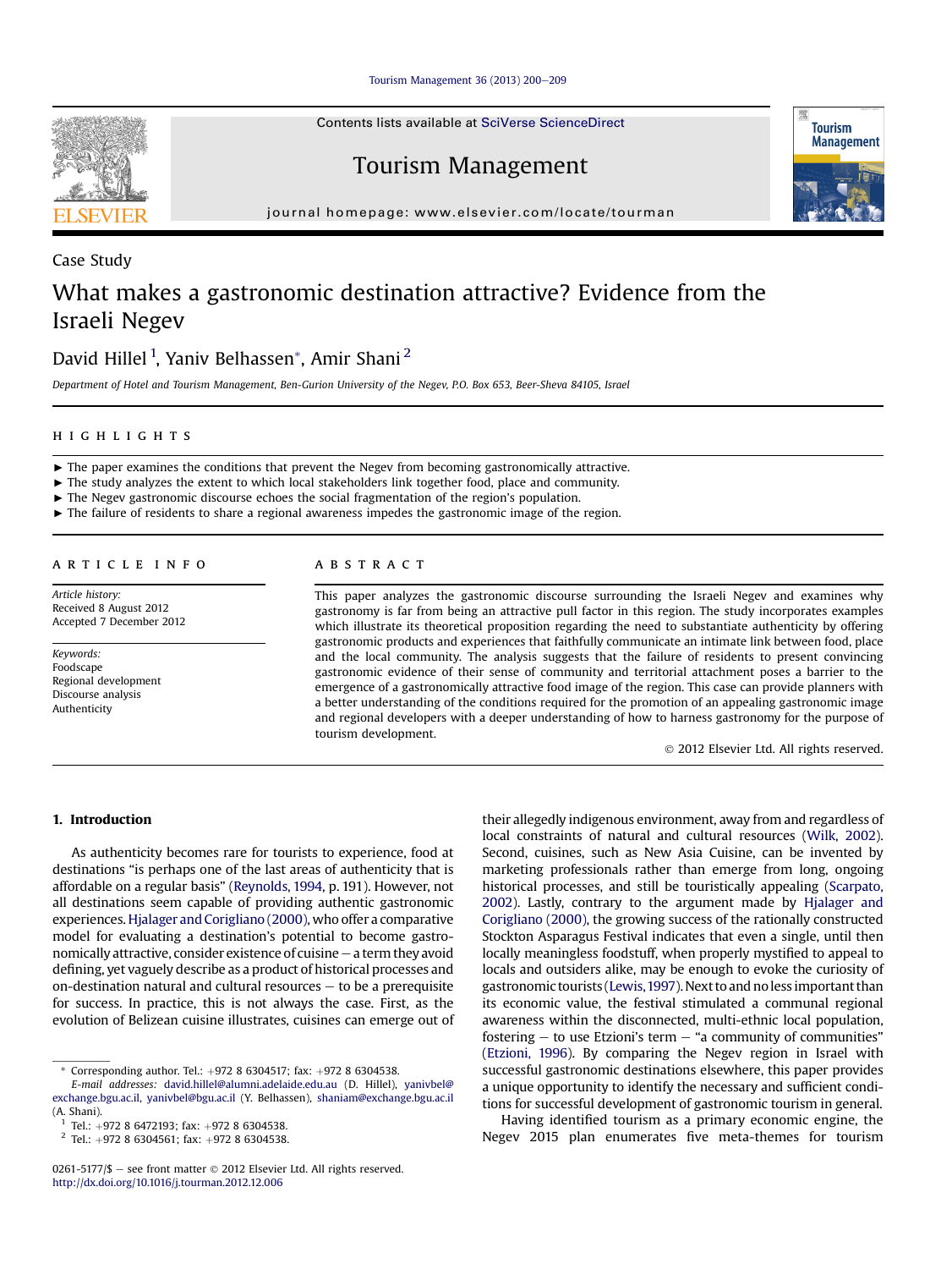Case Study

# What makes a gastronomic destination attractive? Evidence from the Israeli Negev

David Hillel [1], Yaniv Belhassen*, Amir Shani [2]

*Department of Hotel and Tourism Management, Ben-Gurion University of the Negev, P.O. Box 653, Beer-Sheva 84105, Israel*

## HIGHLIGHTS

- ► The paper examines the conditions that prevent the Negev from becoming gastronomically attractive.
- ► The study analyzes the extent to which local stakeholders link together food, place and community.
- ► The Negev gastronomic discourse echoes the social fragmentation of the region's population.
- ► The failure of residents to share a regional awareness impedes the gastronomic image of the region.

## ARTICLE INFO

*Article history:*
Received 8 August 2012
Accepted 7 December 2012

*Keywords:*
Foodscape
Regional development
Discourse analysis
Authenticity

## ABSTRACT

This paper analyzes the gastronomic discourse surrounding the Israeli Negev and examines why gastronomy is far from being an attractive pull factor in this region. The study incorporates examples which illustrate its theoretical proposition regarding the need to substantiate authenticity by offering gastronomic products and experiences that faithfully communicate an intimate link between food, place and the local community. The analysis suggests that the failure of residents to present convincing gastronomic evidence of their sense of community and territorial attachment poses a barrier to the emergence of a gastronomically attractive food image of the region. This case can provide planners with a better understanding of the conditions required for the promotion of an appealing gastronomic image and regional developers with a deeper understanding of how to harness gastronomy for the purpose of tourism development.

© 2012 Elsevier Ltd. All rights reserved.

## 1. Introduction

As authenticity becomes rare for tourists to experience, food at destinations "is perhaps one of the last areas of authenticity that is affordable on a regular basis" (Reynolds, 1994, p. 191). However, not all destinations seem capable of providing authentic gastronomic experiences. Hjalager and Corigliano (2000), who offer a comparative model for evaluating a destination's potential to become gastronomically attractive, consider existence of cuisine – a term they avoid defining, yet vaguely describe as a product of historical processes and on-destination natural and cultural resources – to be a prerequisite for success. In practice, this is not always the case. First, as the evolution of Belizean cuisine illustrates, cuisines can emerge out of their allegedly indigenous environment, away from and regardless of local constraints of natural and cultural resources (Wilk, 2002). Second, cuisines, such as New Asia Cuisine, can be invented by marketing professionals rather than emerge from long, ongoing historical processes, and still be touristically appealing (Scarpato, 2002). Lastly, contrary to the argument made by Hjalager and Corigliano (2000), the growing success of the rationally constructed Stockton Asparagus Festival indicates that even a single, until then locally meaningless foodstuff, when properly mystified to appeal to locals and outsiders alike, may be enough to evoke the curiosity of gastronomic tourists (Lewis, 1997). Next to and no less important than its economic value, the festival stimulated a communal regional awareness within the disconnected, multi-ethnic local population, fostering – to use Etzioni's term – "a community of communities" (Etzioni, 1996). By comparing the Negev region in Israel with successful gastronomic destinations elsewhere, this paper provides a unique opportunity to identify the necessary and sufficient conditions for successful development of gastronomic tourism in general.

Having identified tourism as a primary economic engine, the Negev 2015 plan enumerates five meta-themes for tourism

---

* Corresponding author. Tel.: +972 8 6304517; fax: +972 8 6304538.
*E-mail addresses:* david.hillel@alumni.adelaide.edu.au (D. Hillel), yanivbel@exchange.bgu.ac.il, yanivbel@bgu.ac.il (Y. Belhassen), shaniam@exchange.bgu.ac.il (A. Shani).

[1] Tel.: +972 8 6472193; fax: +972 8 6304538.

[2] Tel.: +972 8 6304561; fax: +972 8 6304538.

0261-5177/$ – see front matter © 2012 Elsevier Ltd. All rights reserved.
http://dx.doi.org/10.1016/j.tourman.2012.12.006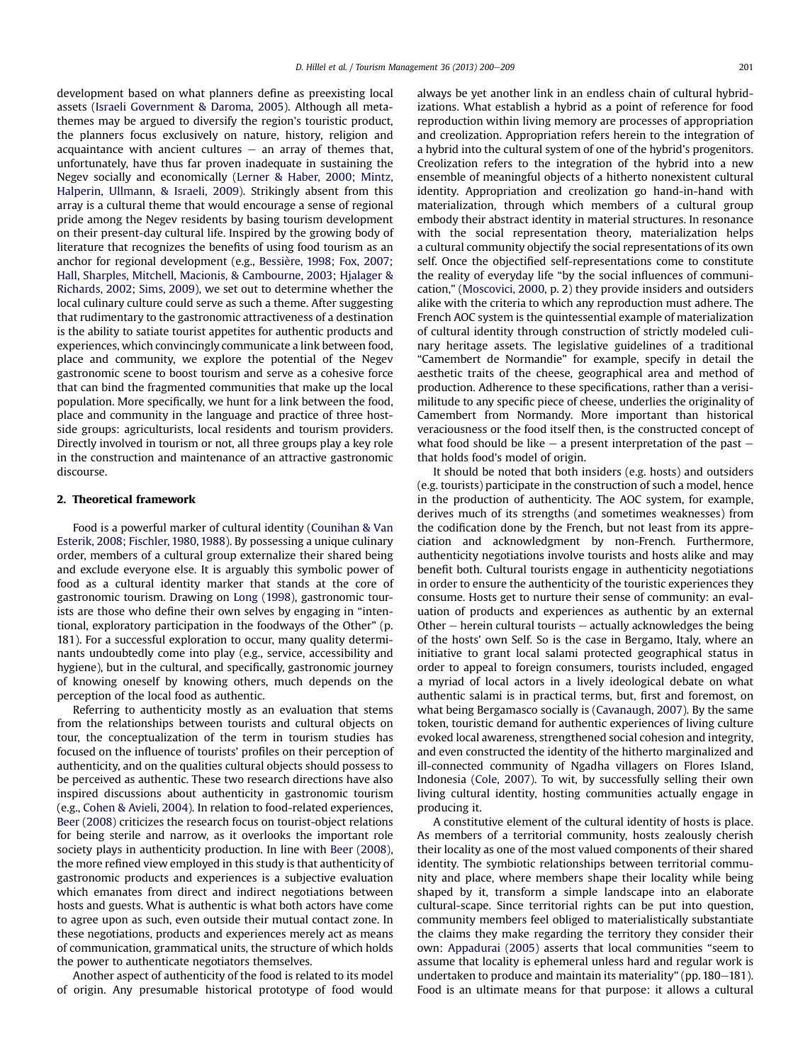development based on what planners define as preexisting local assets (Israeli Government & Daroma, 2005). Although all meta-themes may be argued to diversify the region's touristic product, the planners focus exclusively on nature, history, religion and acquaintance with ancient cultures – an array of themes that, unfortunately, have thus far proven inadequate in sustaining the Negev socially and economically (Lerner & Haber, 2000; Mintz, Halperin, Ullmann, & Israeli, 2009). Strikingly absent from this array is a cultural theme that would encourage a sense of regional pride among the Negev residents by basing tourism development on their present-day cultural life. Inspired by the growing body of literature that recognizes the benefits of using food tourism as an anchor for regional development (e.g., Bessière, 1998; Fox, 2007; Hall, Sharples, Mitchell, Macionis, & Cambourne, 2003; Hjalager & Richards, 2002; Sims, 2009), we set out to determine whether the local culinary culture could serve as such a theme. After suggesting that rudimentary to the gastronomic attractiveness of a destination is the ability to satiate tourist appetites for authentic products and experiences, which convincingly communicate a link between food, place and community, we explore the potential of the Negev gastronomic scene to boost tourism and serve as a cohesive force that can bind the fragmented communities that make up the local population. More specifically, we hunt for a link between the food, place and community in the language and practice of three host-side groups: agriculturists, local residents and tourism providers. Directly involved in tourism or not, all three groups play a key role in the construction and maintenance of an attractive gastronomic discourse.

## 2. Theoretical framework

Food is a powerful marker of cultural identity (Counihan & Van Esterik, 2008; Fischler, 1980, 1988). By possessing a unique culinary order, members of a cultural group externalize their shared being and exclude everyone else. It is arguably this symbolic power of food as a cultural identity marker that stands at the core of gastronomic tourism. Drawing on Long (1998), gastronomic tourists are those who define their own selves by engaging in "intentional, exploratory participation in the foodways of the Other" (p. 181). For a successful exploration to occur, many quality determinants undoubtedly come into play (e.g., service, accessibility and hygiene), but in the cultural, and specifically, gastronomic journey of knowing oneself by knowing others, much depends on the perception of the local food as authentic.

Referring to authenticity mostly as an evaluation that stems from the relationships between tourists and cultural objects on tour, the conceptualization of the term in tourism studies has focused on the influence of tourists' profiles on their perception of authenticity, and on the qualities cultural objects should possess to be perceived as authentic. These two research directions have also inspired discussions about authenticity in gastronomic tourism (e.g., Cohen & Avieli, 2004). In relation to food-related experiences, Beer (2008) criticizes the research focus on tourist-object relations for being sterile and narrow, as it overlooks the important role society plays in authenticity production. In line with Beer (2008), the more refined view employed in this study is that authenticity of gastronomic products and experiences is a subjective evaluation which emanates from direct and indirect negotiations between hosts and guests. What is authentic is what both actors have come to agree upon as such, even outside their mutual contact zone. In these negotiations, products and experiences merely act as means of communication, grammatical units, the structure of which holds the power to authenticate negotiators themselves.

Another aspect of authenticity of the food is related to its model of origin. Any presumable historical prototype of food would always be yet another link in an endless chain of cultural hybridizations. What establish a hybrid as a point of reference for food reproduction within living memory are processes of appropriation and creolization. Appropriation refers herein to the integration of a hybrid into the cultural system of one of the hybrid's progenitors. Creolization refers to the integration of the hybrid into a new ensemble of meaningful objects of a hitherto nonexistent cultural identity. Appropriation and creolization go hand-in-hand with materialization, through which members of a cultural group embody their abstract identity in material structures. In resonance with the social representation theory, materialization helps a cultural community objectify the social representations of its own self. Once the objectified self-representations come to constitute the reality of everyday life "by the social influences of communication," (Moscovici, 2000, p. 2) they provide insiders and outsiders alike with the criteria to which any reproduction must adhere. The French AOC system is the quintessential example of materialization of cultural identity through construction of strictly modeled culinary heritage assets. The legislative guidelines of a traditional "Camembert de Normandie" for example, specify in detail the aesthetic traits of the cheese, geographical area and method of production. Adherence to these specifications, rather than a verisimilitude to any specific piece of cheese, underlies the originality of Camembert from Normandy. More important than historical veraciousness or the food itself then, is the constructed concept of what food should be like – a present interpretation of the past – that holds food's model of origin.

It should be noted that both insiders (e.g. hosts) and outsiders (e.g. tourists) participate in the construction of such a model, hence in the production of authenticity. The AOC system, for example, derives much of its strengths (and sometimes weaknesses) from the codification done by the French, but not least from its appreciation and acknowledgment by non-French. Furthermore, authenticity negotiations involve tourists and hosts alike and may benefit both. Cultural tourists engage in authenticity negotiations in order to ensure the authenticity of the touristic experiences they consume. Hosts get to nurture their sense of community: an evaluation of products and experiences as authentic by an external Other – herein cultural tourists – actually acknowledges the being of the hosts' own Self. So is the case in Bergamo, Italy, where an initiative to grant local salami protected geographical status in order to appeal to foreign consumers, tourists included, engaged a myriad of local actors in a lively ideological debate on what authentic salami is in practical terms, but, first and foremost, on what being Bergamasco socially is (Cavanaugh, 2007). By the same token, touristic demand for authentic experiences of living culture evoked local awareness, strengthened social cohesion and integrity, and even constructed the identity of the hitherto marginalized and ill-connected community of Ngadha villagers on Flores Island, Indonesia (Cole, 2007). To wit, by successfully selling their own living cultural identity, hosting communities actually engage in producing it.

A constitutive element of the cultural identity of hosts is place. As members of a territorial community, hosts zealously cherish their locality as one of the most valued components of their shared identity. The symbiotic relationships between territorial community and place, where members shape their locality while being shaped by it, transform a simple landscape into an elaborate cultural-scape. Since territorial rights can be put into question, community members feel obliged to materialistically substantiate the claims they make regarding the territory they consider their own: Appadurai (2005) asserts that local communities "seem to assume that locality is ephemeral unless hard and regular work is undertaken to produce and maintain its materiality" (pp. 180–181). Food is an ultimate means for that purpose: it allows a cultural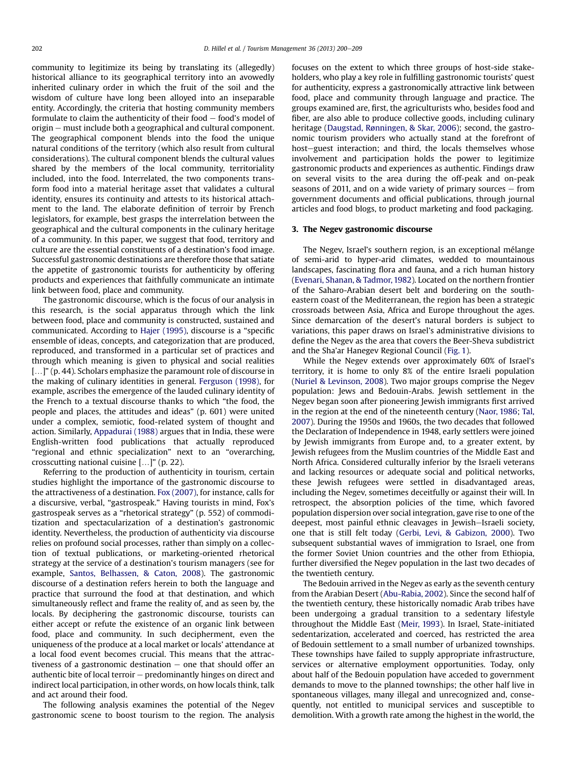community to legitimize its being by translating its (allegedly) historical alliance to its geographical territory into an avowedly inherited culinary order in which the fruit of the soil and the wisdom of culture have long been alloyed into an inseparable entity. Accordingly, the criteria that hosting community members formulate to claim the authenticity of their food – food's model of origin – must include both a geographical and cultural component. The geographical component blends into the food the unique natural conditions of the territory (which also result from cultural considerations). The cultural component blends the cultural values shared by the members of the local community, territoriality included, into the food. Interrelated, the two components transform food into a material heritage asset that validates a cultural identity, ensures its continuity and attests to its historical attachment to the land. The elaborate definition of terroir by French legislators, for example, best grasps the interrelation between the geographical and the cultural components in the culinary heritage of a community. In this paper, we suggest that food, territory and culture are the essential constituents of a destination's food image. Successful gastronomic destinations are therefore those that satiate the appetite of gastronomic tourists for authenticity by offering products and experiences that faithfully communicate an intimate link between food, place and community.

The gastronomic discourse, which is the focus of our analysis in this research, is the social apparatus through which the link between food, place and community is constructed, sustained and communicated. According to Hajer (1995), discourse is a "specific ensemble of ideas, concepts, and categorization that are produced, reproduced, and transformed in a particular set of practices and through which meaning is given to physical and social realities […]" (p. 44). Scholars emphasize the paramount role of discourse in the making of culinary identities in general. Ferguson (1998), for example, ascribes the emergence of the lauded culinary identity of the French to a textual discourse thanks to which "the food, the people and places, the attitudes and ideas" (p. 601) were united under a complex, semiotic, food-related system of thought and action. Similarly, Appadurai (1988) argues that in India, these were English-written food publications that actually reproduced "regional and ethnic specialization" next to an "overarching, crosscutting national cuisine […]" (p. 22).

Referring to the production of authenticity in tourism, certain studies highlight the importance of the gastronomic discourse to the attractiveness of a destination. Fox (2007), for instance, calls for a discursive, verbal, "gastrospeak." Having tourists in mind, Fox's gastrospeak serves as a "rhetorical strategy" (p. 552) of commoditization and spectacularization of a destination's gastronomic identity. Nevertheless, the production of authenticity via discourse relies on profound social processes, rather than simply on a collection of textual publications, or marketing-oriented rhetorical strategy at the service of a destination's tourism managers (see for example, Santos, Belhassen, & Caton, 2008). The gastronomic discourse of a destination refers herein to both the language and practice that surround the food at that destination, and which simultaneously reflect and frame the reality of, and as seen by, the locals. By deciphering the gastronomic discourse, tourists can either accept or refute the existence of an organic link between food, place and community. In such decipherment, even the uniqueness of the produce at a local market or locals' attendance at a local food event becomes crucial. This means that the attractiveness of a gastronomic destination – one that should offer an authentic bite of local terroir – predominantly hinges on direct and indirect local participation, in other words, on how locals think, talk and act around their food.

The following analysis examines the potential of the Negev gastronomic scene to boost tourism to the region. The analysis focuses on the extent to which three groups of host-side stakeholders, who play a key role in fulfilling gastronomic tourists' quest for authenticity, express a gastronomically attractive link between food, place and community through language and practice. The groups examined are, first, the agriculturists who, besides food and fiber, are also able to produce collective goods, including culinary heritage (Daugstad, Rønningen, & Skar, 2006); second, the gastronomic tourism providers who actually stand at the forefront of host–guest interaction; and third, the locals themselves whose involvement and participation holds the power to legitimize gastronomic products and experiences as authentic. Findings draw on several visits to the area during the off-peak and on-peak seasons of 2011, and on a wide variety of primary sources – from government documents and official publications, through journal articles and food blogs, to product marketing and food packaging.

## 3. The Negev gastronomic discourse

The Negev, Israel's southern region, is an exceptional mélange of semi-arid to hyper-arid climates, wedded to mountainous landscapes, fascinating flora and fauna, and a rich human history (Evenari, Shanan, & Tadmor, 1982). Located on the northern frontier of the Saharo-Arabian desert belt and bordering on the southeastern coast of the Mediterranean, the region has been a strategic crossroads between Asia, Africa and Europe throughout the ages. Since demarcation of the desert's natural borders is subject to variations, this paper draws on Israel's administrative divisions to define the Negev as the area that covers the Beer-Sheva subdistrict and the Sha'ar Hanegev Regional Council (Fig. 1).

While the Negev extends over approximately 60% of Israel's territory, it is home to only 8% of the entire Israeli population (Nuriel & Levinson, 2008). Two major groups comprise the Negev population: Jews and Bedouin-Arabs. Jewish settlement in the Negev began soon after pioneering Jewish immigrants first arrived in the region at the end of the nineteenth century (Naor, 1986; Tal, 2007). During the 1950s and 1960s, the two decades that followed the Declaration of Independence in 1948, early settlers were joined by Jewish immigrants from Europe and, to a greater extent, by Jewish refugees from the Muslim countries of the Middle East and North Africa. Considered culturally inferior by the Israeli veterans and lacking resources or adequate social and political networks, these Jewish refugees were settled in disadvantaged areas, including the Negev, sometimes deceitfully or against their will. In retrospect, the absorption policies of the time, which favored population dispersion over social integration, gave rise to one of the deepest, most painful ethnic cleavages in Jewish–Israeli society, one that is still felt today (Gerbi, Levi, & Gabizon, 2000). Two subsequent substantial waves of immigration to Israel, one from the former Soviet Union countries and the other from Ethiopia, further diversified the Negev population in the last two decades of the twentieth century.

The Bedouin arrived in the Negev as early as the seventh century from the Arabian Desert (Abu-Rabia, 2002). Since the second half of the twentieth century, these historically nomadic Arab tribes have been undergoing a gradual transition to a sedentary lifestyle throughout the Middle East (Meir, 1993). In Israel, State-initiated sedentarization, accelerated and coerced, has restricted the area of Bedouin settlement to a small number of urbanized townships. These townships have failed to supply appropriate infrastructure, services or alternative employment opportunities. Today, only about half of the Bedouin population have acceded to government demands to move to the planned townships; the other half live in spontaneous villages, many illegal and unrecognized and, consequently, not entitled to municipal services and susceptible to demolition. With a growth rate among the highest in the world, the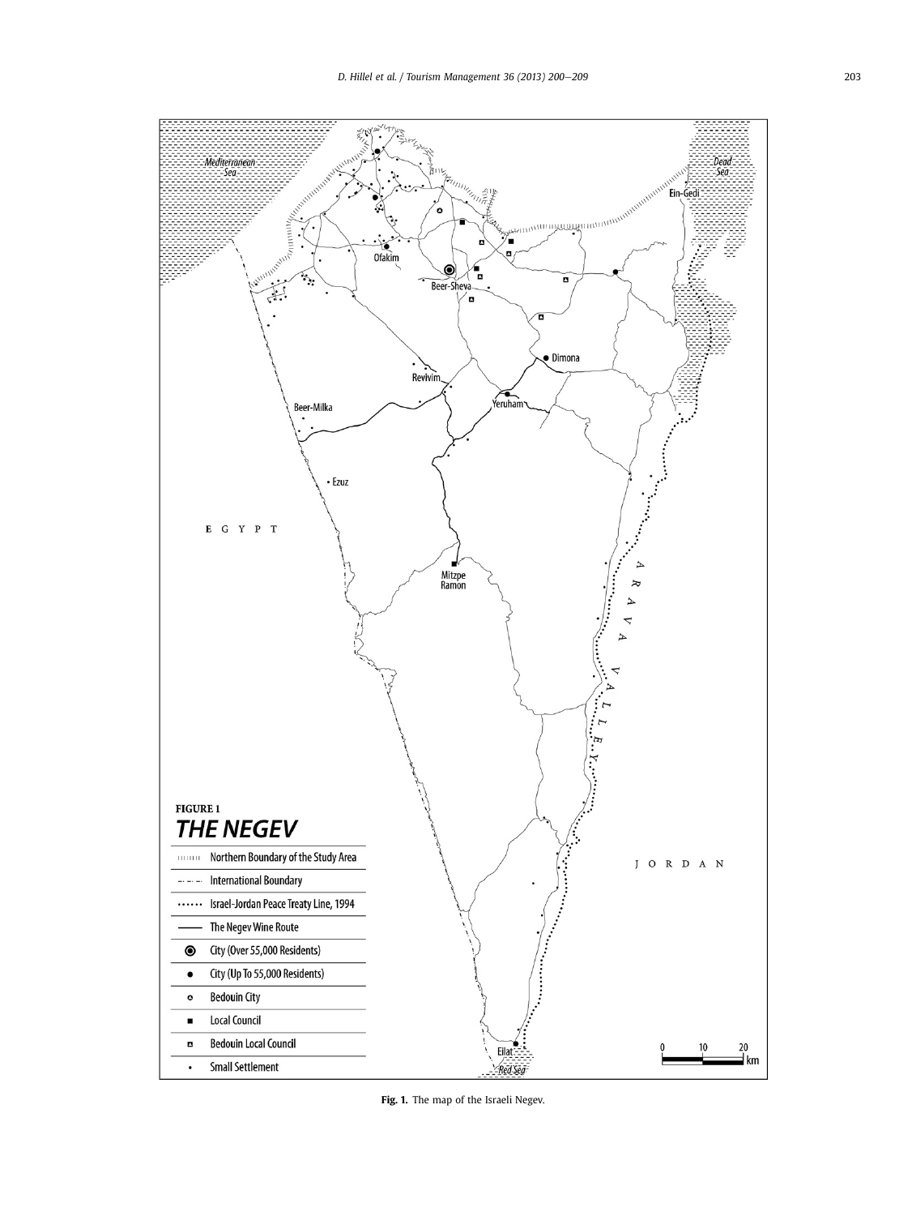**Fig. 1.** The map of the Israeli Negev.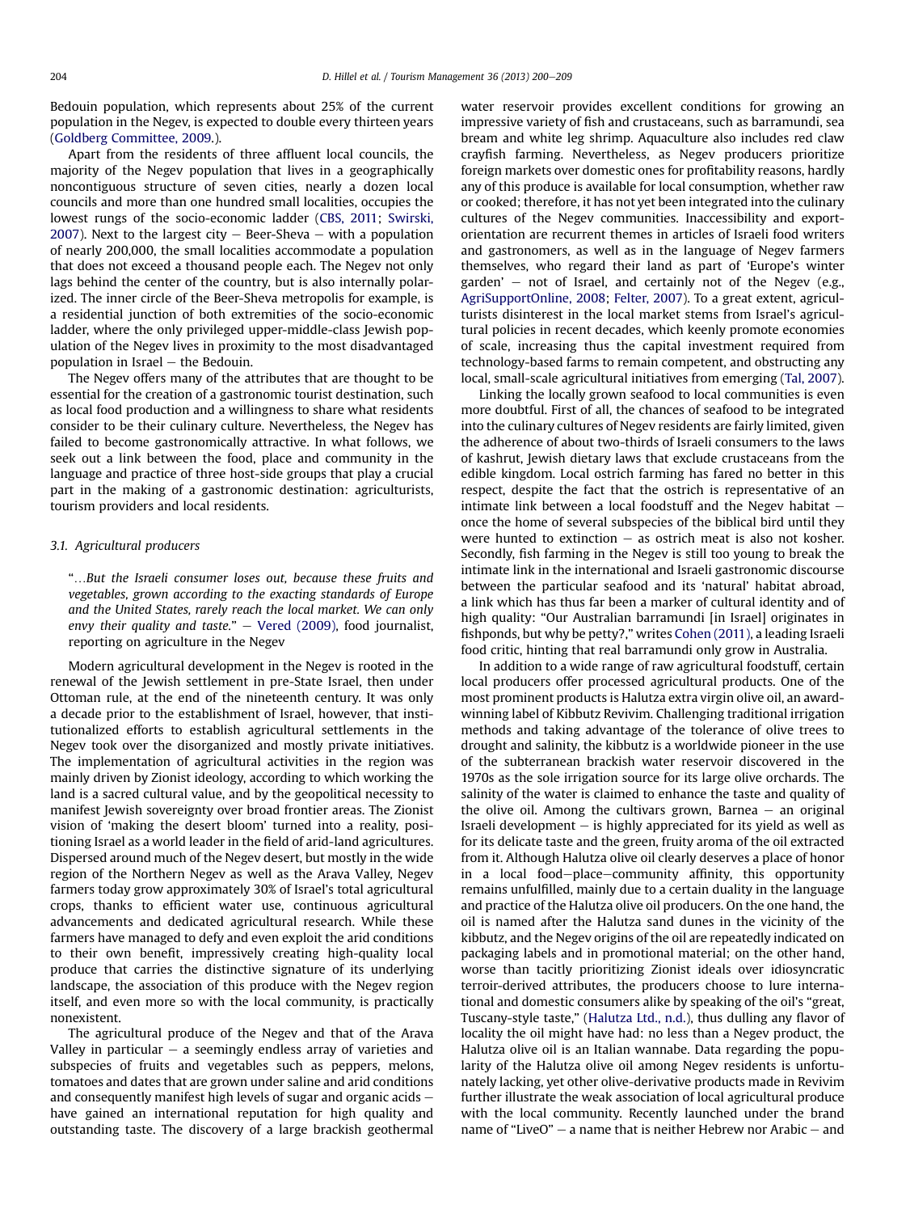Bedouin population, which represents about 25% of the current population in the Negev, is expected to double every thirteen years (Goldberg Committee, 2009.).

Apart from the residents of three affluent local councils, the majority of the Negev population that lives in a geographically noncontiguous structure of seven cities, nearly a dozen local councils and more than one hundred small localities, occupies the lowest rungs of the socio-economic ladder (CBS, 2011; Swirski, 2007). Next to the largest city – Beer-Sheva – with a population of nearly 200,000, the small localities accommodate a population that does not exceed a thousand people each. The Negev not only lags behind the center of the country, but is also internally polarized. The inner circle of the Beer-Sheva metropolis for example, is a residential junction of both extremities of the socio-economic ladder, where the only privileged upper-middle-class Jewish population of the Negev lives in proximity to the most disadvantaged population in Israel – the Bedouin.

The Negev offers many of the attributes that are thought to be essential for the creation of a gastronomic tourist destination, such as local food production and a willingness to share what residents consider to be their culinary culture. Nevertheless, the Negev has failed to become gastronomically attractive. In what follows, we seek out a link between the food, place and community in the language and practice of three host-side groups that play a crucial part in the making of a gastronomic destination: agriculturists, tourism providers and local residents.

### 3.1. Agricultural producers

"…*But the Israeli consumer loses out, because these fruits and vegetables, grown according to the exacting standards of Europe and the United States, rarely reach the local market. We can only envy their quality and taste.*" – Vered (2009), food journalist, reporting on agriculture in the Negev

Modern agricultural development in the Negev is rooted in the renewal of the Jewish settlement in pre-State Israel, then under Ottoman rule, at the end of the nineteenth century. It was only a decade prior to the establishment of Israel, however, that institutionalized efforts to establish agricultural settlements in the Negev took over the disorganized and mostly private initiatives. The implementation of agricultural activities in the region was mainly driven by Zionist ideology, according to which working the land is a sacred cultural value, and by the geopolitical necessity to manifest Jewish sovereignty over broad frontier areas. The Zionist vision of 'making the desert bloom' turned into a reality, positioning Israel as a world leader in the field of arid-land agricultures. Dispersed around much of the Negev desert, but mostly in the wide region of the Northern Negev as well as the Arava Valley, Negev farmers today grow approximately 30% of Israel's total agricultural crops, thanks to efficient water use, continuous agricultural advancements and dedicated agricultural research. While these farmers have managed to defy and even exploit the arid conditions to their own benefit, impressively creating high-quality local produce that carries the distinctive signature of its underlying landscape, the association of this produce with the Negev region itself, and even more so with the local community, is practically nonexistent.

The agricultural produce of the Negev and that of the Arava Valley in particular – a seemingly endless array of varieties and subspecies of fruits and vegetables such as peppers, melons, tomatoes and dates that are grown under saline and arid conditions and consequently manifest high levels of sugar and organic acids – have gained an international reputation for high quality and outstanding taste. The discovery of a large brackish geothermal water reservoir provides excellent conditions for growing an impressive variety of fish and crustaceans, such as barramundi, sea bream and white leg shrimp. Aquaculture also includes red claw crayfish farming. Nevertheless, as Negev producers prioritize foreign markets over domestic ones for profitability reasons, hardly any of this produce is available for local consumption, whether raw or cooked; therefore, it has not yet been integrated into the culinary cultures of the Negev communities. Inaccessibility and export-orientation are recurrent themes in articles of Israeli food writers and gastronomers, as well as in the language of Negev farmers themselves, who regard their land as part of 'Europe's winter garden' – not of Israel, and certainly not of the Negev (e.g., AgriSupportOnline, 2008; Felter, 2007). To a great extent, agriculturists disinterest in the local market stems from Israel's agricultural policies in recent decades, which keenly promote economies of scale, increasing thus the capital investment required from technology-based farms to remain competent, and obstructing any local, small-scale agricultural initiatives from emerging (Tal, 2007).

Linking the locally grown seafood to local communities is even more doubtful. First of all, the chances of seafood to be integrated into the culinary cultures of Negev residents are fairly limited, given the adherence of about two-thirds of Israeli consumers to the laws of kashrut, Jewish dietary laws that exclude crustaceans from the edible kingdom. Local ostrich farming has fared no better in this respect, despite the fact that the ostrich is representative of an intimate link between a local foodstuff and the Negev habitat – once the home of several subspecies of the biblical bird until they were hunted to extinction – as ostrich meat is also not kosher. Secondly, fish farming in the Negev is still too young to break the intimate link in the international and Israeli gastronomic discourse between the particular seafood and its 'natural' habitat abroad, a link which has thus far been a marker of cultural identity and of high quality: "Our Australian barramundi [in Israel] originates in fishponds, but why be petty?," writes Cohen (2011), a leading Israeli food critic, hinting that real barramundi only grow in Australia.

In addition to a wide range of raw agricultural foodstuff, certain local producers offer processed agricultural products. One of the most prominent products is Halutza extra virgin olive oil, an award-winning label of Kibbutz Revivim. Challenging traditional irrigation methods and taking advantage of the tolerance of olive trees to drought and salinity, the kibbutz is a worldwide pioneer in the use of the subterranean brackish water reservoir discovered in the 1970s as the sole irrigation source for its large olive orchards. The salinity of the water is claimed to enhance the taste and quality of the olive oil. Among the cultivars grown, Barnea – an original Israeli development – is highly appreciated for its yield as well as for its delicate taste and the green, fruity aroma of the oil extracted from it. Although Halutza olive oil clearly deserves a place of honor in a local food–place–community affinity, this opportunity remains unfulfilled, mainly due to a certain duality in the language and practice of the Halutza olive oil producers. On the one hand, the oil is named after the Halutza sand dunes in the vicinity of the kibbutz, and the Negev origins of the oil are repeatedly indicated on packaging labels and in promotional material; on the other hand, worse than tacitly prioritizing Zionist ideals over idiosyncratic terroir-derived attributes, the producers choose to lure international and domestic consumers alike by speaking of the oil's "great, Tuscany-style taste," (Halutza Ltd., n.d.), thus dulling any flavor of locality the oil might have had: no less than a Negev product, the Halutza olive oil is an Italian wannabe. Data regarding the popularity of the Halutza olive oil among Negev residents is unfortunately lacking, yet other olive-derivative products made in Revivim further illustrate the weak association of local agricultural produce with the local community. Recently launched under the brand name of "LiveO" – a name that is neither Hebrew nor Arabic – and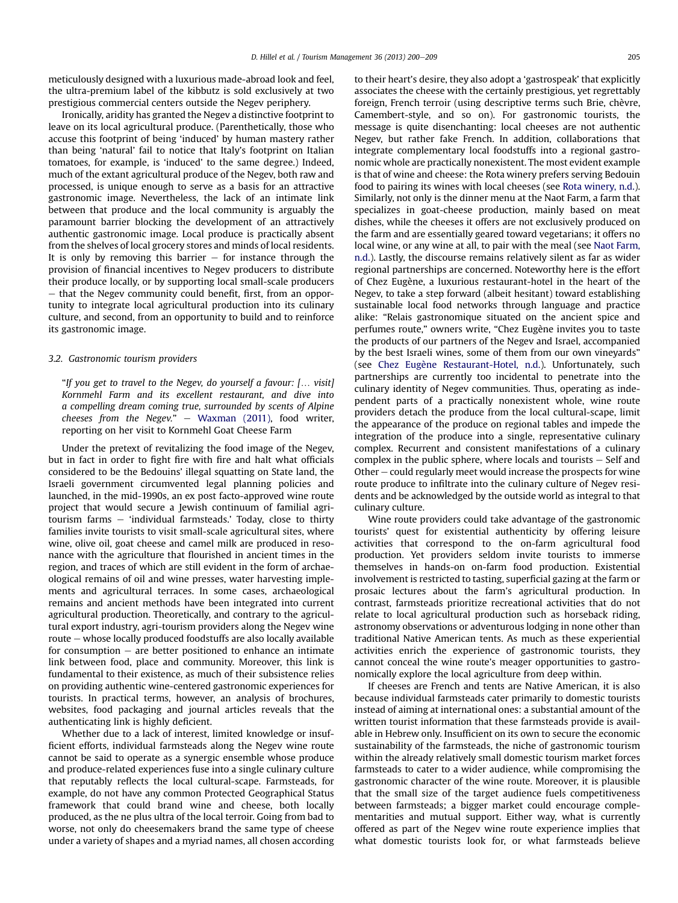meticulously designed with a luxurious made-abroad look and feel, the ultra-premium label of the kibbutz is sold exclusively at two prestigious commercial centers outside the Negev periphery.

Ironically, aridity has granted the Negev a distinctive footprint to leave on its local agricultural produce. (Parenthetically, those who accuse this footprint of being 'induced' by human mastery rather than being 'natural' fail to notice that Italy's footprint on Italian tomatoes, for example, is 'induced' to the same degree.) Indeed, much of the extant agricultural produce of the Negev, both raw and processed, is unique enough to serve as a basis for an attractive gastronomic image. Nevertheless, the lack of an intimate link between that produce and the local community is arguably the paramount barrier blocking the development of an attractively authentic gastronomic image. Local produce is practically absent from the shelves of local grocery stores and minds of local residents. It is only by removing this barrier – for instance through the provision of financial incentives to Negev producers to distribute their produce locally, or by supporting local small-scale producers – that the Negev community could benefit, first, from an opportunity to integrate local agricultural production into its culinary culture, and second, from an opportunity to build and to reinforce its gastronomic image.

### 3.2. Gastronomic tourism providers

> "*If you get to travel to the Negev, do yourself a favour: [… visit] Kornmehl Farm and its excellent restaurant, and dive into a compelling dream coming true, surrounded by scents of Alpine cheeses from the Negev.*" – Waxman (2011), food writer, reporting on her visit to Kornmehl Goat Cheese Farm

Under the pretext of revitalizing the food image of the Negev, but in fact in order to fight fire with fire and halt what officials considered to be the Bedouins' illegal squatting on State land, the Israeli government circumvented legal planning policies and launched, in the mid-1990s, an ex post facto-approved wine route project that would secure a Jewish continuum of familial agri-tourism farms – 'individual farmsteads.' Today, close to thirty families invite tourists to visit small-scale agricultural sites, where wine, olive oil, goat cheese and camel milk are produced in resonance with the agriculture that flourished in ancient times in the region, and traces of which are still evident in the form of archaeological remains of oil and wine presses, water harvesting implements and agricultural terraces. In some cases, archaeological remains and ancient methods have been integrated into current agricultural production. Theoretically, and contrary to the agricultural export industry, agri-tourism providers along the Negev wine route – whose locally produced foodstuffs are also locally available for consumption – are better positioned to enhance an intimate link between food, place and community. Moreover, this link is fundamental to their existence, as much of their subsistence relies on providing authentic wine-centered gastronomic experiences for tourists. In practical terms, however, an analysis of brochures, websites, food packaging and journal articles reveals that the authenticating link is highly deficient.

Whether due to a lack of interest, limited knowledge or insufficient efforts, individual farmsteads along the Negev wine route cannot be said to operate as a synergic ensemble whose produce and produce-related experiences fuse into a single culinary culture that reputably reflects the local cultural-scape. Farmsteads, for example, do not have any common Protected Geographical Status framework that could brand wine and cheese, both locally produced, as the ne plus ultra of the local terroir. Going from bad to worse, not only do cheesemakers brand the same type of cheese under a variety of shapes and a myriad names, all chosen according to their heart's desire, they also adopt a 'gastrospeak' that explicitly associates the cheese with the certainly prestigious, yet regrettably foreign, French terroir (using descriptive terms such Brie, chèvre, Camembert-style, and so on). For gastronomic tourists, the message is quite disenchanting: local cheeses are not authentic Negev, but rather fake French. In addition, collaborations that integrate complementary local foodstuffs into a regional gastronomic whole are practically nonexistent. The most evident example is that of wine and cheese: the Rota winery prefers serving Bedouin food to pairing its wines with local cheeses (see Rota winery, n.d.). Similarly, not only is the dinner menu at the Naot Farm, a farm that specializes in goat-cheese production, mainly based on meat dishes, while the cheeses it offers are not exclusively produced on the farm and are essentially geared toward vegetarians; it offers no local wine, or any wine at all, to pair with the meal (see Naot Farm, n.d.). Lastly, the discourse remains relatively silent as far as wider regional partnerships are concerned. Noteworthy here is the effort of Chez Eugène, a luxurious restaurant-hotel in the heart of the Negev, to take a step forward (albeit hesitant) toward establishing sustainable local food networks through language and practice alike: "Relais gastronomique situated on the ancient spice and perfumes route," owners write, "Chez Eugène invites you to taste the products of our partners of the Negev and Israel, accompanied by the best Israeli wines, some of them from our own vineyards" (see Chez Eugène Restaurant-Hotel, n.d.). Unfortunately, such partnerships are currently too incidental to penetrate into the culinary identity of Negev communities. Thus, operating as independent parts of a practically nonexistent whole, wine route providers detach the produce from the local cultural-scape, limit the appearance of the produce on regional tables and impede the integration of the produce into a single, representative culinary complex. Recurrent and consistent manifestations of a culinary complex in the public sphere, where locals and tourists – Self and Other – could regularly meet would increase the prospects for wine route produce to infiltrate into the culinary culture of Negev residents and be acknowledged by the outside world as integral to that culinary culture.

Wine route providers could take advantage of the gastronomic tourists' quest for existential authenticity by offering leisure activities that correspond to the on-farm agricultural food production. Yet providers seldom invite tourists to immerse themselves in hands-on on-farm food production. Existential involvement is restricted to tasting, superficial gazing at the farm or prosaic lectures about the farm's agricultural production. In contrast, farmsteads prioritize recreational activities that do not relate to local agricultural production such as horseback riding, astronomy observations or adventurous lodging in none other than traditional Native American tents. As much as these experiential activities enrich the experience of gastronomic tourists, they cannot conceal the wine route's meager opportunities to gastronomically explore the local agriculture from deep within.

If cheeses are French and tents are Native American, it is also because individual farmsteads cater primarily to domestic tourists instead of aiming at international ones: a substantial amount of the written tourist information that these farmsteads provide is available in Hebrew only. Insufficient on its own to secure the economic sustainability of the farmsteads, the niche of gastronomic tourism within the already relatively small domestic tourism market forces farmsteads to cater to a wider audience, while compromising the gastronomic character of the wine route. Moreover, it is plausible that the small size of the target audience fuels competitiveness between farmsteads; a bigger market could encourage complementarities and mutual support. Either way, what is currently offered as part of the Negev wine route experience implies that what domestic tourists look for, or what farmsteads believe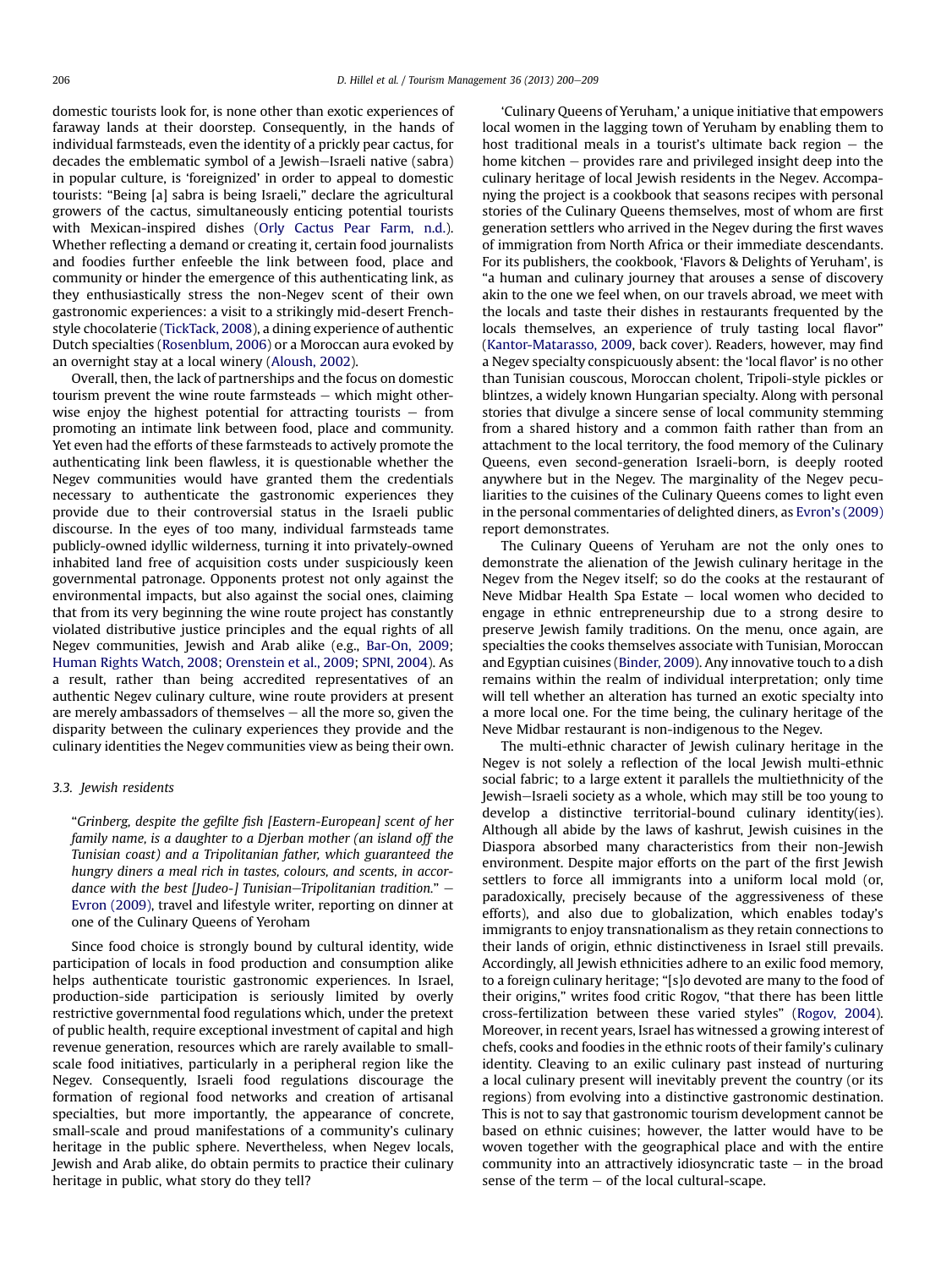domestic tourists look for, is none other than exotic experiences of faraway lands at their doorstep. Consequently, in the hands of individual farmsteads, even the identity of a prickly pear cactus, for decades the emblematic symbol of a Jewish–Israeli native (sabra) in popular culture, is 'foreignized' in order to appeal to domestic tourists: "Being [a] sabra is being Israeli," declare the agricultural growers of the cactus, simultaneously enticing potential tourists with Mexican-inspired dishes (Orly Cactus Pear Farm, n.d.). Whether reflecting a demand or creating it, certain food journalists and foodies further enfeeble the link between food, place and community or hinder the emergence of this authenticating link, as they enthusiastically stress the non-Negev scent of their own gastronomic experiences: a visit to a strikingly mid-desert French-style chocolaterie (TickTack, 2008), a dining experience of authentic Dutch specialties (Rosenblum, 2006) or a Moroccan aura evoked by an overnight stay at a local winery (Aloush, 2002).

Overall, then, the lack of partnerships and the focus on domestic tourism prevent the wine route farmsteads – which might otherwise enjoy the highest potential for attracting tourists – from promoting an intimate link between food, place and community. Yet even had the efforts of these farmsteads to actively promote the authenticating link been flawless, it is questionable whether the Negev communities would have granted them the credentials necessary to authenticate the gastronomic experiences they provide due to their controversial status in the Israeli public discourse. In the eyes of too many, individual farmsteads tame publicly-owned idyllic wilderness, turning it into privately-owned inhabited land free of acquisition costs under suspiciously keen governmental patronage. Opponents protest not only against the environmental impacts, but also against the social ones, claiming that from its very beginning the wine route project has constantly violated distributive justice principles and the equal rights of all Negev communities, Jewish and Arab alike (e.g., Bar-On, 2009; Human Rights Watch, 2008; Orenstein et al., 2009; SPNI, 2004). As a result, rather than being accredited representatives of an authentic Negev culinary culture, wine route providers at present are merely ambassadors of themselves – all the more so, given the disparity between the culinary experiences they provide and the culinary identities the Negev communities view as being their own.

### 3.3. Jewish residents

"*Grinberg, despite the gefilte fish [Eastern-European] scent of her family name, is a daughter to a Djerban mother (an island off the Tunisian coast) and a Tripolitanian father, which guaranteed the hungry diners a meal rich in tastes, colours, and scents, in accordance with the best [Judeo-] Tunisian–Tripolitanian tradition.*" – Evron (2009), travel and lifestyle writer, reporting on dinner at one of the Culinary Queens of Yeroham

Since food choice is strongly bound by cultural identity, wide participation of locals in food production and consumption alike helps authenticate touristic gastronomic experiences. In Israel, production-side participation is seriously limited by overly restrictive governmental food regulations which, under the pretext of public health, require exceptional investment of capital and high revenue generation, resources which are rarely available to small-scale food initiatives, particularly in a peripheral region like the Negev. Consequently, Israeli food regulations discourage the formation of regional food networks and creation of artisanal specialties, but more importantly, the appearance of concrete, small-scale and proud manifestations of a community's culinary heritage in the public sphere. Nevertheless, when Negev locals, Jewish and Arab alike, do obtain permits to practice their culinary heritage in public, what story do they tell?

'Culinary Queens of Yeruham,' a unique initiative that empowers local women in the lagging town of Yeruham by enabling them to host traditional meals in a tourist's ultimate back region – the home kitchen – provides rare and privileged insight deep into the culinary heritage of local Jewish residents in the Negev. Accompanying the project is a cookbook that seasons recipes with personal stories of the Culinary Queens themselves, most of whom are first generation settlers who arrived in the Negev during the first waves of immigration from North Africa or their immediate descendants. For its publishers, the cookbook, 'Flavors & Delights of Yeruham', is "a human and culinary journey that arouses a sense of discovery akin to the one we feel when, on our travels abroad, we meet with the locals and taste their dishes in restaurants frequented by the locals themselves, an experience of truly tasting local flavor" (Kantor-Matarasso, 2009, back cover). Readers, however, may find a Negev specialty conspicuously absent: the 'local flavor' is no other than Tunisian couscous, Moroccan cholent, Tripoli-style pickles or blintzes, a widely known Hungarian specialty. Along with personal stories that divulge a sincere sense of local community stemming from a shared history and a common faith rather than from an attachment to the local territory, the food memory of the Culinary Queens, even second-generation Israeli-born, is deeply rooted anywhere but in the Negev. The marginality of the Negev peculiarities to the cuisines of the Culinary Queens comes to light even in the personal commentaries of delighted diners, as Evron's (2009) report demonstrates.

The Culinary Queens of Yeruham are not the only ones to demonstrate the alienation of the Jewish culinary heritage in the Negev from the Negev itself; so do the cooks at the restaurant of Neve Midbar Health Spa Estate – local women who decided to engage in ethnic entrepreneurship due to a strong desire to preserve Jewish family traditions. On the menu, once again, are specialties the cooks themselves associate with Tunisian, Moroccan and Egyptian cuisines (Binder, 2009). Any innovative touch to a dish remains within the realm of individual interpretation; only time will tell whether an alteration has turned an exotic specialty into a more local one. For the time being, the culinary heritage of the Neve Midbar restaurant is non-indigenous to the Negev.

The multi-ethnic character of Jewish culinary heritage in the Negev is not solely a reflection of the local Jewish multi-ethnic social fabric; to a large extent it parallels the multiethnicity of the Jewish–Israeli society as a whole, which may still be too young to develop a distinctive territorial-bound culinary identity(ies). Although all abide by the laws of kashrut, Jewish cuisines in the Diaspora absorbed many characteristics from their non-Jewish environment. Despite major efforts on the part of the first Jewish settlers to force all immigrants into a uniform local mold (or, paradoxically, precisely because of the aggressiveness of these efforts), and also due to globalization, which enables today's immigrants to enjoy transnationalism as they retain connections to their lands of origin, ethnic distinctiveness in Israel still prevails. Accordingly, all Jewish ethnicities adhere to an exilic food memory, to a foreign culinary heritage; "[s]o devoted are many to the food of their origins," writes food critic Rogov, "that there has been little cross-fertilization between these varied styles" (Rogov, 2004). Moreover, in recent years, Israel has witnessed a growing interest of chefs, cooks and foodies in the ethnic roots of their family's culinary identity. Cleaving to an exilic culinary past instead of nurturing a local culinary present will inevitably prevent the country (or its regions) from evolving into a distinctive gastronomic destination. This is not to say that gastronomic tourism development cannot be based on ethnic cuisines; however, the latter would have to be woven together with the geographical place and with the entire community into an attractively idiosyncratic taste – in the broad sense of the term – of the local cultural-scape.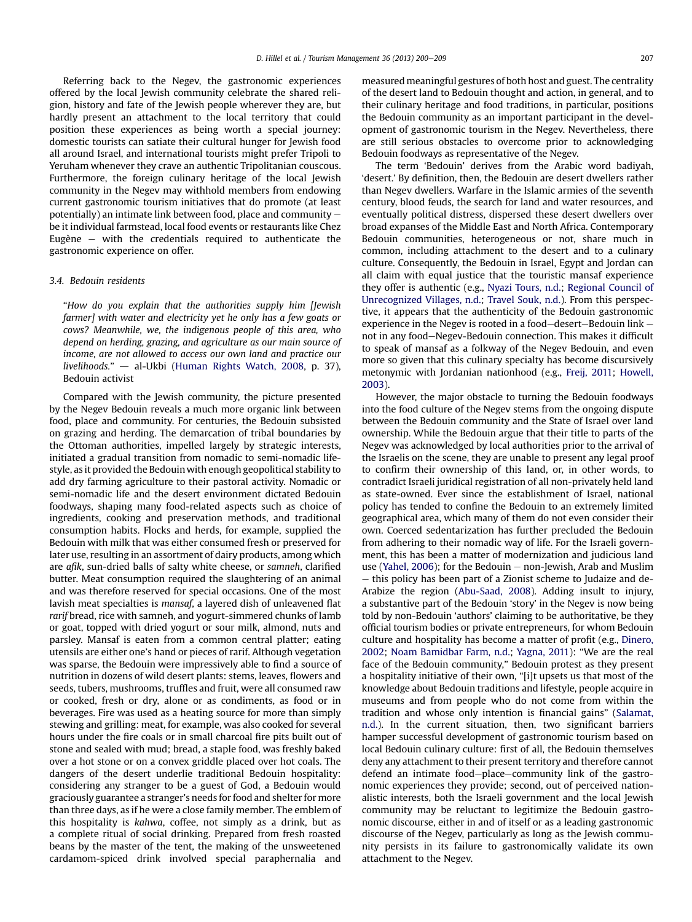Referring back to the Negev, the gastronomic experiences offered by the local Jewish community celebrate the shared religion, history and fate of the Jewish people wherever they are, but hardly present an attachment to the local territory that could position these experiences as being worth a special journey: domestic tourists can satiate their cultural hunger for Jewish food all around Israel, and international tourists might prefer Tripoli to Yeruham whenever they crave an authentic Tripolitanian couscous. Furthermore, the foreign culinary heritage of the local Jewish community in the Negev may withhold members from endowing current gastronomic tourism initiatives that do promote (at least potentially) an intimate link between food, place and community – be it individual farmstead, local food events or restaurants like Chez Eugène – with the credentials required to authenticate the gastronomic experience on offer.

### 3.4. Bedouin residents

"*How do you explain that the authorities supply him [Jewish farmer] with water and electricity yet he only has a few goats or cows? Meanwhile, we, the indigenous people of this area, who depend on herding, grazing, and agriculture as our main source of income, are not allowed to access our own land and practice our livelihoods.*" — al-Ukbi (Human Rights Watch, 2008, p. 37), Bedouin activist

Compared with the Jewish community, the picture presented by the Negev Bedouin reveals a much more organic link between food, place and community. For centuries, the Bedouin subsisted on grazing and herding. The demarcation of tribal boundaries by the Ottoman authorities, impelled largely by strategic interests, initiated a gradual transition from nomadic to semi-nomadic lifestyle, as it provided the Bedouin with enough geopolitical stability to add dry farming agriculture to their pastoral activity. Nomadic or semi-nomadic life and the desert environment dictated Bedouin foodways, shaping many food-related aspects such as choice of ingredients, cooking and preservation methods, and traditional consumption habits. Flocks and herds, for example, supplied the Bedouin with milk that was either consumed fresh or preserved for later use, resulting in an assortment of dairy products, among which are *afik*, sun-dried balls of salty white cheese, or *samneh*, clarified butter. Meat consumption required the slaughtering of an animal and was therefore reserved for special occasions. One of the most lavish meat specialties is *mansaf*, a layered dish of unleavened flat *rarif* bread, rice with samneh, and yogurt-simmered chunks of lamb or goat, topped with dried yogurt or sour milk, almond, nuts and parsley. Mansaf is eaten from a common central platter; eating utensils are either one's hand or pieces of rarif. Although vegetation was sparse, the Bedouin were impressively able to find a source of nutrition in dozens of wild desert plants: stems, leaves, flowers and seeds, tubers, mushrooms, truffles and fruit, were all consumed raw or cooked, fresh or dry, alone or as condiments, as food or in beverages. Fire was used as a heating source for more than simply stewing and grilling: meat, for example, was also cooked for several hours under the fire coals or in small charcoal fire pits built out of stone and sealed with mud; bread, a staple food, was freshly baked over a hot stone or on a convex griddle placed over hot coals. The dangers of the desert underlie traditional Bedouin hospitality: considering any stranger to be a guest of God, a Bedouin would graciously guarantee a stranger's needs for food and shelter for more than three days, as if he were a close family member. The emblem of this hospitality is *kahwa*, coffee, not simply as a drink, but as a complete ritual of social drinking. Prepared from fresh roasted beans by the master of the tent, the making of the unsweetened cardamom-spiced drink involved special paraphernalia and measured meaningful gestures of both host and guest. The centrality of the desert land to Bedouin thought and action, in general, and to their culinary heritage and food traditions, in particular, positions the Bedouin community as an important participant in the development of gastronomic tourism in the Negev. Nevertheless, there are still serious obstacles to overcome prior to acknowledging Bedouin foodways as representative of the Negev.

The term 'Bedouin' derives from the Arabic word badiyah, 'desert.' By definition, then, the Bedouin are desert dwellers rather than Negev dwellers. Warfare in the Islamic armies of the seventh century, blood feuds, the search for land and water resources, and eventually political distress, dispersed these desert dwellers over broad expanses of the Middle East and North Africa. Contemporary Bedouin communities, heterogeneous or not, share much in common, including attachment to the desert and to a culinary culture. Consequently, the Bedouin in Israel, Egypt and Jordan can all claim with equal justice that the touristic mansaf experience they offer is authentic (e.g., Nyazi Tours, n.d.; Regional Council of Unrecognized Villages, n.d.; Travel Souk, n.d.). From this perspective, it appears that the authenticity of the Bedouin gastronomic experience in the Negev is rooted in a food–desert–Bedouin link – not in any food–Negev-Bedouin connection. This makes it difficult to speak of mansaf as a folkway of the Negev Bedouin, and even more so given that this culinary specialty has become discursively metonymic with Jordanian nationhood (e.g., Freij, 2011; Howell, 2003).

However, the major obstacle to turning the Bedouin foodways into the food culture of the Negev stems from the ongoing dispute between the Bedouin community and the State of Israel over land ownership. While the Bedouin argue that their title to parts of the Negev was acknowledged by local authorities prior to the arrival of the Israelis on the scene, they are unable to present any legal proof to confirm their ownership of this land, or, in other words, to contradict Israeli juridical registration of all non-privately held land as state-owned. Ever since the establishment of Israel, national policy has tended to confine the Bedouin to an extremely limited geographical area, which many of them do not even consider their own. Coerced sedentarization has further precluded the Bedouin from adhering to their nomadic way of life. For the Israeli government, this has been a matter of modernization and judicious land use (Yahel, 2006); for the Bedouin – non-Jewish, Arab and Muslim – this policy has been part of a Zionist scheme to Judaize and de-Arabize the region (Abu-Saad, 2008). Adding insult to injury, a substantive part of the Bedouin 'story' in the Negev is now being told by non-Bedouin 'authors' claiming to be authoritative, be they official tourism bodies or private entrepreneurs, for whom Bedouin culture and hospitality has become a matter of profit (e.g., Dinero, 2002; Noam Bamidbar Farm, n.d.; Yagna, 2011): "We are the real face of the Bedouin community," Bedouin protest as they present a hospitality initiative of their own, "[i]t upsets us that most of the knowledge about Bedouin traditions and lifestyle, people acquire in museums and from people who do not come from within the tradition and whose only intention is financial gains" (Salamat, n.d.). In the current situation, then, two significant barriers hamper successful development of gastronomic tourism based on local Bedouin culinary culture: first of all, the Bedouin themselves deny any attachment to their present territory and therefore cannot defend an intimate food–place–community link of the gastronomic experiences they provide; second, out of perceived nationalistic interests, both the Israeli government and the local Jewish community may be reluctant to legitimize the Bedouin gastronomic discourse, either in and of itself or as a leading gastronomic discourse of the Negev, particularly as long as the Jewish community persists in its failure to gastronomically validate its own attachment to the Negev.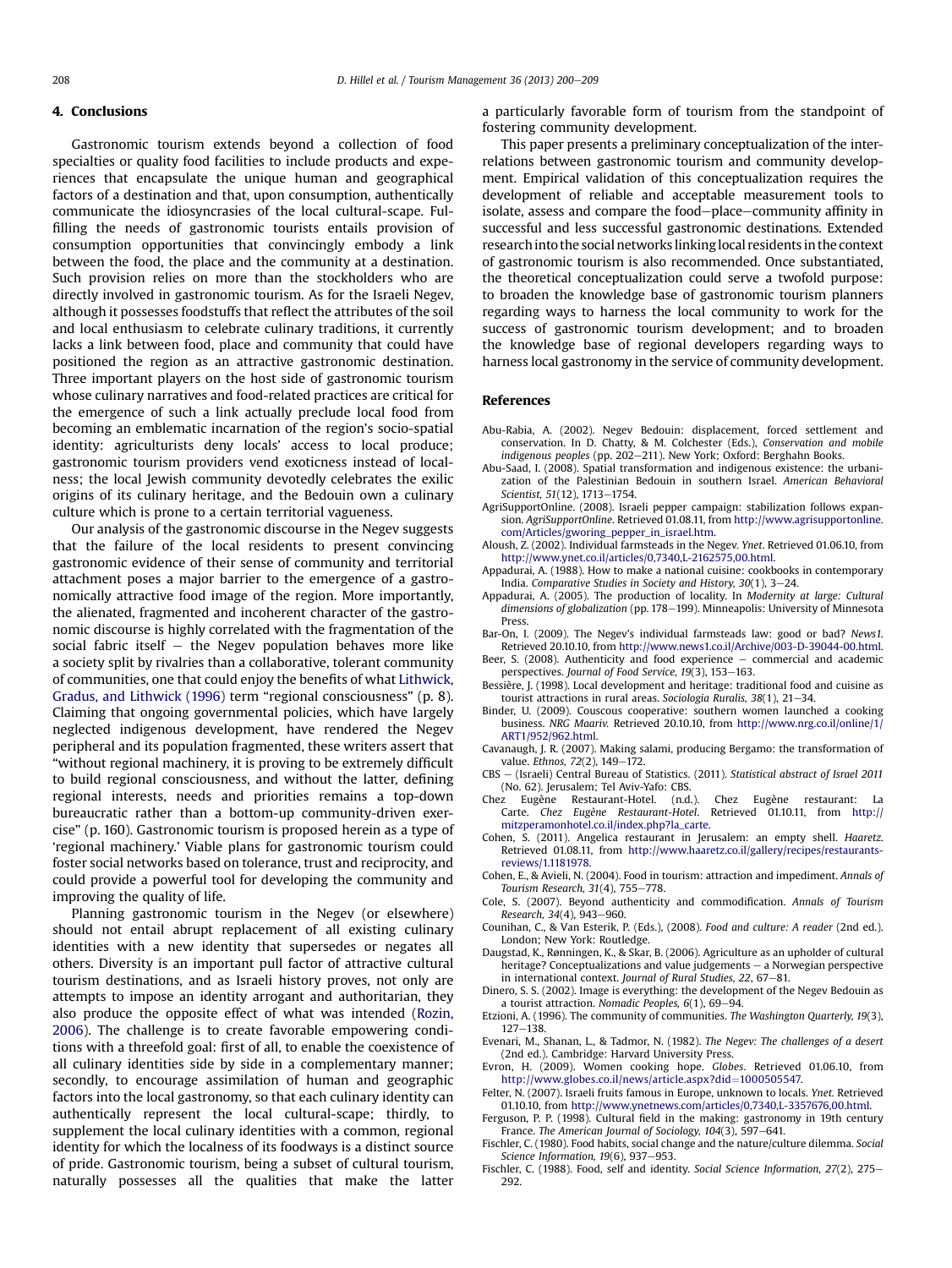## 4. Conclusions

Gastronomic tourism extends beyond a collection of food specialties or quality food facilities to include products and experiences that encapsulate the unique human and geographical factors of a destination and that, upon consumption, authentically communicate the idiosyncrasies of the local cultural-scape. Fulfilling the needs of gastronomic tourists entails provision of consumption opportunities that convincingly embody a link between the food, the place and the community at a destination. Such provision relies on more than the stockholders who are directly involved in gastronomic tourism. As for the Israeli Negev, although it possesses foodstuffs that reflect the attributes of the soil and local enthusiasm to celebrate culinary traditions, it currently lacks a link between food, place and community that could have positioned the region as an attractive gastronomic destination. Three important players on the host side of gastronomic tourism whose culinary narratives and food-related practices are critical for the emergence of such a link actually preclude local food from becoming an emblematic incarnation of the region's socio-spatial identity: agriculturists deny locals' access to local produce; gastronomic tourism providers vend exoticness instead of localness; the local Jewish community devotedly celebrates the exilic origins of its culinary heritage, and the Bedouin own a culinary culture which is prone to a certain territorial vagueness.

Our analysis of the gastronomic discourse in the Negev suggests that the failure of the local residents to present convincing gastronomic evidence of their sense of community and territorial attachment poses a major barrier to the emergence of a gastronomically attractive food image of the region. More importantly, the alienated, fragmented and incoherent character of the gastronomic discourse is highly correlated with the fragmentation of the social fabric itself – the Negev population behaves more like a society split by rivalries than a collaborative, tolerant community of communities, one that could enjoy the benefits of what Lithwick, Gradus, and Lithwick (1996) term "regional consciousness" (p. 8). Claiming that ongoing governmental policies, which have largely neglected indigenous development, have rendered the Negev peripheral and its population fragmented, these writers assert that "without regional machinery, it is proving to be extremely difficult to build regional consciousness, and without the latter, defining regional interests, needs and priorities remains a top-down bureaucratic rather than a bottom-up community-driven exercise" (p. 160). Gastronomic tourism is proposed herein as a type of 'regional machinery.' Viable plans for gastronomic tourism could foster social networks based on tolerance, trust and reciprocity, and could provide a powerful tool for developing the community and improving the quality of life.

Planning gastronomic tourism in the Negev (or elsewhere) should not entail abrupt replacement of all existing culinary identities with a new identity that supersedes or negates all others. Diversity is an important pull factor of attractive cultural tourism destinations, and as Israeli history proves, not only are attempts to impose an identity arrogant and authoritarian, they also produce the opposite effect of what was intended (Rozin, 2006). The challenge is to create favorable empowering conditions with a threefold goal: first of all, to enable the coexistence of all culinary identities side by side in a complementary manner; secondly, to encourage assimilation of human and geographic factors into the local gastronomy, so that each culinary identity can authentically represent the local cultural-scape; thirdly, to supplement the local culinary identities with a common, regional identity for which the localness of its foodways is a distinct source of pride. Gastronomic tourism, being a subset of cultural tourism, naturally possesses all the qualities that make the latter a particularly favorable form of tourism from the standpoint of fostering community development.

This paper presents a preliminary conceptualization of the interrelations between gastronomic tourism and community development. Empirical validation of this conceptualization requires the development of reliable and acceptable measurement tools to isolate, assess and compare the food–place–community affinity in successful and less successful gastronomic destinations. Extended research into the social networks linking local residents in the context of gastronomic tourism is also recommended. Once substantiated, the theoretical conceptualization could serve a twofold purpose: to broaden the knowledge base of gastronomic tourism planners regarding ways to harness the local community to work for the success of gastronomic tourism development; and to broaden the knowledge base of regional developers regarding ways to harness local gastronomy in the service of community development.

## References

Abu-Rabia, A. (2002). Negev Bedouin: displacement, forced settlement and conservation. In D. Chatty, & M. Colchester (Eds.), *Conservation and mobile indigenous peoples* (pp. 202–211). New York; Oxford: Berghahn Books.

Abu-Saad, I. (2008). Spatial transformation and indigenous existence: the urbanization of the Palestinian Bedouin in southern Israel. *American Behavioral Scientist, 51*(12), 1713–1754.

AgriSupportOnline. (2008). Israeli pepper campaign: stabilization follows expansion. *AgriSupportOnline*. Retrieved 01.08.11, from http://www.agrisupportonline.com/Articles/gworing_pepper_in_israel.htm.

Aloush, Z. (2002). Individual farmsteads in the Negev. *Ynet*. Retrieved 01.06.10, from http://www.ynet.co.il/articles/0,7340,L-2162575,00.html.

Appadurai, A. (1988). How to make a national cuisine: cookbooks in contemporary India. *Comparative Studies in Society and History, 30*(1), 3–24.

Appadurai, A. (2005). The production of locality. In *Modernity at large: Cultural dimensions of globalization* (pp. 178–199). Minneapolis: University of Minnesota Press.

Bar-On, I. (2009). The Negev's individual farmsteads law: good or bad? *News1*. Retrieved 20.10.10, from http://www.news1.co.il/Archive/003-D-39044-00.html.

Beer, S. (2008). Authenticity and food experience – commercial and academic perspectives. *Journal of Food Service, 19*(3), 153–163.

Bessière, J. (1998). Local development and heritage: traditional food and cuisine as tourist attractions in rural areas. *Sociologia Ruralis, 38*(1), 21–34.

Binder, U. (2009). Couscous cooperative: southern women launched a cooking business. *NRG Maariv*. Retrieved 20.10.10, from http://www.nrg.co.il/online/1/ART1/952/962.html.

Cavanaugh, J. R. (2007). Making salami, producing Bergamo: the transformation of value. *Ethnos, 72*(2), 149–172.

CBS – (Israeli) Central Bureau of Statistics. (2011). *Statistical abstract of Israel 2011* (No. 62). Jerusalem; Tel Aviv-Yafo: CBS.

Chez Eugène Restaurant-Hotel. (n.d.). Chez Eugène restaurant: La Carte. *Chez Eugène Restaurant-Hotel*. Retrieved 01.10.11, from http://mitzperamonhotel.co.il/index.php?la_carte.

Cohen, S. (2011). Angelica restaurant in Jerusalem: an empty shell. *Haaretz*. Retrieved 01.08.11, from http://www.haaretz.co.il/gallery/recipes/restaurants-reviews/1.1181978.

Cohen, E., & Avieli, N. (2004). Food in tourism: attraction and impediment. *Annals of Tourism Research, 31*(4), 755–778.

Cole, S. (2007). Beyond authenticity and commodification. *Annals of Tourism Research, 34*(4), 943–960.

Counihan, C., & Van Esterik, P. (Eds.), (2008). *Food and culture: A reader* (2nd ed.). London; New York: Routledge.

Daugstad, K., Rønningen, K., & Skar, B. (2006). Agriculture as an upholder of cultural heritage? Conceptualizations and value judgements – a Norwegian perspective in international context. *Journal of Rural Studies, 22*, 67–81.

Dinero, S. S. (2002). Image is everything: the development of the Negev Bedouin as a tourist attraction. *Nomadic Peoples, 6*(1), 69–94.

Etzioni, A. (1996). The community of communities. *The Washington Quarterly, 19*(3), 127–138.

Evenari, M., Shanan, L., & Tadmor, N. (1982). *The Negev: The challenges of a desert* (2nd ed.). Cambridge: Harvard University Press.

Evron, H. (2009). Women cooking hope. *Globes*. Retrieved 01.06.10, from http://www.globes.co.il/news/article.aspx?did=1000505547.

Felter, N. (2007). Israeli fruits famous in Europe, unknown to locals. *Ynet*. Retrieved 01.10.10, from http://www.ynetnews.com/articles/0,7340,L-3357676,00.html.

Ferguson, P. P. (1998). Cultural field in the making: gastronomy in 19th century France. *The American Journal of Sociology, 104*(3), 597–641.

Fischler, C. (1980). Food habits, social change and the nature/culture dilemma. *Social Science Information, 19*(6), 937–953.

Fischler, C. (1988). Food, self and identity. *Social Science Information, 27*(2), 275–292.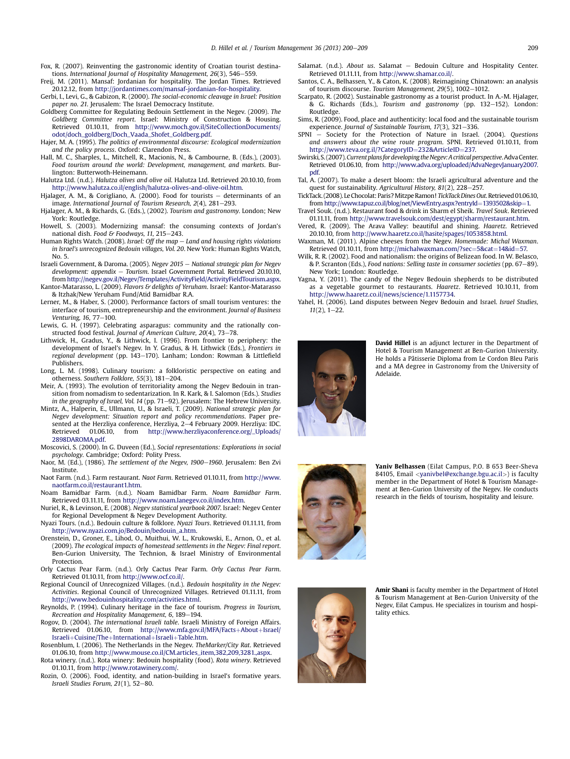Fox, R. (2007). Reinventing the gastronomic identity of Croatian tourist destinations. *International Journal of Hospitality Management, 26*(3), 546–559.

Freij, M. (2011). Mansaf: Jordanian for hospitality. The Jordan Times. Retrieved 20.12.12, from http://jordantimes.com/mansaf-jordanian-for-hospitality.

Gerbi, I., Levi, G., & Gabizon, R. (2000). *The social-economic cleavage in Israel: Position paper no. 21*. Jerusalem: The Israel Democracy Institute.

Goldberg Committee for Regulating Bedouin Settlement in the Negev. (2009). *The Goldberg Committee report*. Israel: Ministry of Construction & Housing. Retrieved 01.10.11, from http://www.moch.gov.il/SiteCollectionDocuments/odot/doch_goldberg/Doch_Vaada_Shofet_Goldberg.pdf.

Hajer, M. A. (1995). *The politics of environmental discourse: Ecological modernization and the policy process*. Oxford: Clarendon Press.

Hall, M. C., Sharples, L., Mitchell, R., Macionis, N., & Cambourne, B. (Eds.), (2003). *Food tourism around the world: Development, management, and markets*. Burlington: Butterworth-Heinemann.

Halutza Ltd. (n.d.). *Halutza olives and olive oil*. Halutza Ltd. Retrieved 20.10.10, from http://www.halutza.co.il/english/halutza-olives-and-olive-oil.htm.

Hjalager, A. M., & Corigliano, A. (2000). Food for tourists – determinants of an image. *International Journal of Tourism Research, 2*(4), 281–293.

Hjalager, A. M., & Richards, G. (Eds.), (2002). *Tourism and gastronomy*. London; New York: Routledge.

Howell, S. (2003). Modernizing mansaf: the consuming contexts of Jordan's national dish. *Food & Foodways, 11*, 215–243.

Human Rights Watch. (2008). *Israel: Off the map – Land and housing rights violations in Israel's unrecognized Bedouin villages, Vol. 20*. New York: Human Rights Watch, No. 5.

Israeli Government, & Daroma. (2005). *Negev 2015 – National strategic plan for Negev development: appendix – Tourism*. Israel Government Portal. Retrieved 20.10.10, from http://negev.gov.il/Negev/Templates/ActivityField/ActivityFieldTourism.aspx.

Kantor-Matarasso, L. (2009). *Flavors & delights of Yeruham*. Israel: Kantor-Matarasso & Itzhak/New Yeruham Fund/Atid Bamidbar R.A.

Lerner, M., & Haber, S. (2000). Performance factors of small tourism ventures: the interface of tourism, entrepreneurship and the environment. *Journal of Business Venturing, 16*, 77–100.

Lewis, G. H. (1997). Celebrating asparagus: community and the rationally constructed food festival. *Journal of American Culture, 20*(4), 73–78.

Lithwick, H., Gradus, Y., & Lithwick, I. (1996). From frontier to periphery: the development of Israel's Negev. In Y. Gradus, & H. Lithwick (Eds.), *Frontiers in regional development* (pp. 143–170). Lanham; London: Rowman & Littlefield Publishers.

Long, L. M. (1998). Culinary tourism: a folkloristic perspective on eating and otherness. *Southern Folklore, 55*(3), 181–204.

Meir, A. (1993). The evolution of territoriality among the Negev Bedouin in transition from nomadism to sedentarization. In R. Kark, & I. Salomon (Eds.). *Studies in the geography of Israel, Vol. 14* (pp. 71–92). Jerusalem: The Hebrew University.

Mintz, A., Halperin, E., Ullmann, U., & Israeli, T. (2009). *National strategic plan for Negev development: Situation report and policy recommendations*. Paper presented at the Herzliya conference, Herzliya, 2–4 February 2009. Herzliya: IDC. Retrieved 01.06.10, from http://www.herzliyaconference.org/_Uploads/2898DAROMA.pdf.

Moscovici, S. (2000). In G. Duveen (Ed.), *Social representations: Explorations in social psychology*. Cambridge; Oxford: Polity Press.

Naor, M. (Ed.), (1986). *The settlement of the Negev, 1900–1960*. Jerusalem: Ben Zvi Institute.

Naot Farm. (n.d.). Farm restaurant. *Naot Farm*. Retrieved 01.10.11, from http://www.naotfarm.co.il/restaurant1.htm.

Noam Bamidbar Farm. (n.d.). Noam Bamidbar Farm. *Noam Bamidbar Farm*. Retrieved 03.11.11, from http://www.noam.lanegev.co.il/index.htm.

Nuriel, R., & Levinson, E. (2008). *Negev statistical yearbook 2007*. Israel: Negev Center for Regional Development & Negev Development Authority.

Nyazi Tours. (n.d.). Bedouin culture & folklore. *Nyazi Tours*. Retrieved 01.11.11, from http://www.nyazi.com.jo/Bedouin/bedouin_a.htm.

Orenstein, D., Groner, E., Lihod, O., Muithui, W. L., Krukowski, E., Arnon, O., et al. (2009). *The ecological impacts of homestead settlements in the Negev: Final report*. Ben-Gurion University, The Technion, & Israel Ministry of Environmental Protection.

Orly Cactus Pear Farm. (n.d.). Orly Cactus Pear Farm. *Orly Cactus Pear Farm*. Retrieved 01.10.11, from http://www.ocf.co.il/.

Regional Council of Unrecognized Villages. (n.d.). *Bedouin hospitality in the Negev: Activities*. Regional Council of Unrecognized Villages. Retrieved 01.11.11, from http://www.bedouinhospitality.com/activities.html.

Reynolds, P. (1994). Culinary heritage in the face of tourism. *Progress in Tourism, Recreation and Hospitality Management, 6*, 189–194.

Rogov, D. (2004). *The international Israeli table*. Israeli Ministry of Foreign Affairs. Retrieved 01.06.10, from http://www.mfa.gov.il/MFA/Facts+About+Israel/Israeli+Cuisine/The+International+Israeli+Table.htm.

Rosenblum, I. (2006). The Netherlands in the Negev. *TheMarker/City Rat*. Retrieved 01.06.10, from http://www.mouse.co.il/CM.articles_item,382,209,3281,.aspx.

Rota winery. (n.d.). Rota winery: Bedouin hospitality (food). *Rota winery*. Retrieved 01.10.11, from http://www.rotawinery.com/.

Rozin, O. (2006). Food, identity, and nation-building in Israel's formative years. *Israeli Studies Forum, 21*(1), 52–80.

Salamat. (n.d.). *About us*. Salamat – Bedouin Culture and Hospitality Center. Retrieved 01.11.11, from http://www.shamar.co.il/.

Santos, C. A., Belhassen, Y., & Caton, K. (2008). Reimagining Chinatown: an analysis of tourism discourse. *Tourism Management, 29*(5), 1002–1012.

Scarpato, R. (2002). Sustainable gastronomy as a tourist product. In A.-M. Hjalager, & G. Richards (Eds.), *Tourism and gastronomy* (pp. 132–152). London: Routledge.

Sims, R. (2009). Food, place and authenticity: local food and the sustainable tourism experience. *Journal of Sustainable Tourism, 17*(3), 321–336.

SPNI – Society for the Protection of Nature in Israel. (2004). *Questions and answers about the wine route program*. SPNI. Retrieved 01.10.11, from http://www.teva.org.il/?CategoryID=232&ArticleID=237.

Swirski, S. (2007). *Current plans for developing the Negev: A critical perspective*. Adva Center. Retrieved 01.06.10, from http://www.adva.org/uploaded/AdvaNegevJanuary2007.pdf.

Tal, A. (2007). To make a desert bloom: the Israeli agricultural adventure and the quest for sustainability. *Agricultural History, 81*(2), 228–257.

TickTack. (2008). Le Chocolat: Paris? Mitzpe Ramon! *TickTack Dines Out*. Retrieved 01.06.10, from http://www.tapuz.co.il/blog/net/ViewEntry.aspx?entryId=1393502&skip=1.

Travel Souk. (n.d.). Restaurant food & drink in Sharm el Sheik. *Travel Souk*. Retrieved 01.11.11, from http://www.travelsouk.com/dest/egypt/sharm/restaurant.htm.

Vered, R. (2009). The Arava Valley: beautiful and shining. *Haaretz*. Retrieved 20.10.10, from http://www.haaretz.co.il/hasite/spages/1053858.html.

Waxman, M. (2011). Alpine cheeses from the Negev. *Homemade: Michal Waxman*. Retrieved 01.10.11, from http://michalwaxman.com/?sec=5&cat=14&id=57.

Wilk, R. R. (2002). Food and nationalism: the origins of Belizean food. In W. Belasco, & P. Scranton (Eds.), *Food nations: Selling taste in consumer societies* (pp. 67–89). New York; London: Routledge.

Yagna, Y. (2011). The candy of the Negev Bedouin shepherds to be distributed as a vegetable gourmet to restaurants. *Haaretz*. Retrieved 10.10.11, from http://www.haaretz.co.il/news/science/1.1157734.

Yahel, H. (2006). Land disputes between Negev Bedouin and Israel. *Israel Studies, 11*(2), 1–22.

**David Hillel** is an adjunct lecturer in the Department of Hotel & Tourism Management at Ben-Gurion University. He holds a Pâtisserie Diploma from Le Cordon Bleu Paris and a MA degree in Gastronomy from the University of Adelaide.

**Yaniv Belhassen** (Eilat Campus, P.O. B 653 Beer-Sheva 84105, Email <yanivbel@exchange.bgu.ac.il>) is faculty member in the Department of Hotel & Tourism Management at Ben-Gurion University of the Negev. He conducts research in the fields of tourism, hospitality and leisure.

**Amir Shani** is faculty member in the Department of Hotel & Tourism Management at Ben-Gurion University of the Negev, Eilat Campus. He specializes in tourism and hospitality ethics.